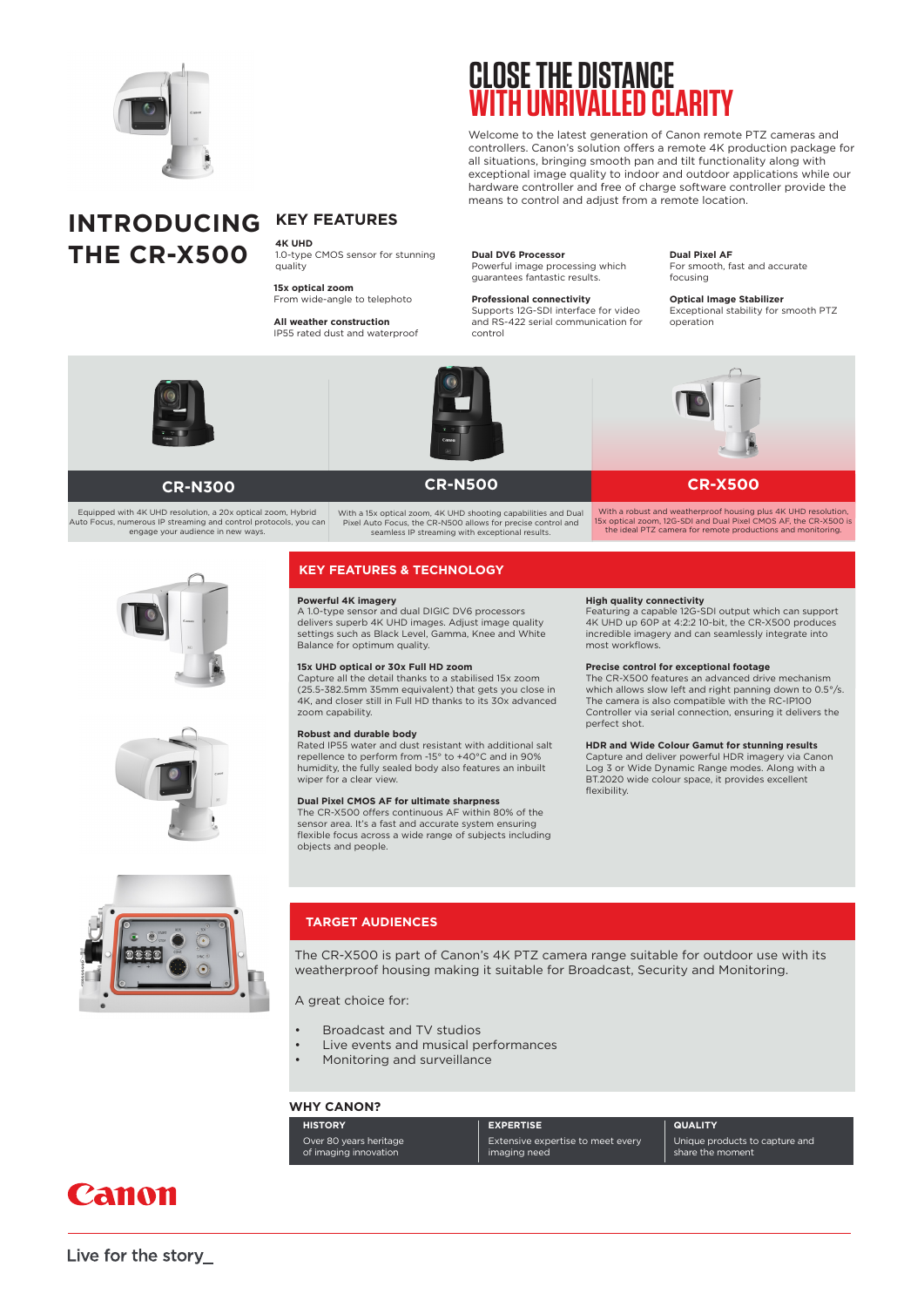# CLOSE THE DISTANCE WITH UNRIVALLED CLARITY

Welcome to the latest generation of Canon remote PTZ cameras and controllers. Canon's solution offers a remote 4K production package for all situations, bringing smooth pan and tilt functionality along with exceptional image quality to indoor and outdoor applications while our hardware controller and free of charge software controller provide the means to control and adjust from a remote location.

# INTRODUCING THE CR-X500

## KEY FEATURES

**4K UHD**
1.0-type CMOS sensor for stunning quality

**15x optical zoom**
From wide-angle to telephoto

**All weather construction**
IP55 rated dust and waterproof

**Dual DV6 Processor**
Powerful image processing which guarantees fantastic results.

**Professional connectivity**
Supports 12G-SDI interface for video and RS-422 serial communication for control

**Dual Pixel AF**
For smooth, fast and accurate focusing

**Optical Image Stabilizer**
Exceptional stability for smooth PTZ operation

### CR-N300

Equipped with 4K UHD resolution, a 20x optical zoom, Hybrid Auto Focus, numerous IP streaming and control protocols, you can engage your audience in new ways.

### CR-N500

With a 15x optical zoom, 4K UHD shooting capabilities and Dual Pixel Auto Focus, the CR-N500 allows for precise control and seamless IP streaming with exceptional results.

### CR-X500

With a robust and weatherproof housing plus 4K UHD resolution, 15x optical zoom, 12G-SDI and Dual Pixel CMOS AF, the CR-X500 is the ideal PTZ camera for remote productions and monitoring.

## KEY FEATURES & TECHNOLOGY

**Powerful 4K imagery**
A 1.0-type sensor and dual DIGIC DV6 processors delivers superb 4K UHD images. Adjust image quality settings such as Black Level, Gamma, Knee and White Balance for optimum quality.

**15x UHD optical or 30x Full HD zoom**
Capture all the detail thanks to a stabilised 15x zoom (25.5-382.5mm 35mm equivalent) that gets you close in 4K, and closer still in Full HD thanks to its 30x advanced zoom capability.

**Robust and durable body**
Rated IP55 water and dust resistant with additional salt repellence to perform from -15° to +40°C and in 90% humidity, the fully sealed body also features an inbuilt wiper for a clear view.

**Dual Pixel CMOS AF for ultimate sharpness**
The CR-X500 offers continuous AF within 80% of the sensor area. It's a fast and accurate system ensuring flexible focus across a wide range of subjects including objects and people.

**High quality connectivity**
Featuring a capable 12G-SDI output which can support 4K UHD up 60P at 4:2:2 10-bit, the CR-X500 produces incredible imagery and can seamlessly integrate into most workflows.

**Precise control for exceptional footage**
The CR-X500 features an advanced drive mechanism which allows slow left and right panning down to 0.5°/s. The camera is also compatible with the RC-IP100 Controller via serial connection, ensuring it delivers the perfect shot.

**HDR and Wide Colour Gamut for stunning results**
Capture and deliver powerful HDR imagery via Canon Log 3 or Wide Dynamic Range modes. Along with a BT.2020 wide colour space, it provides excellent flexibility.

## TARGET AUDIENCES

The CR-X500 is part of Canon's 4K PTZ camera range suitable for outdoor use with its weatherproof housing making it suitable for Broadcast, Security and Monitoring.

A great choice for:

- Broadcast and TV studios
- Live events and musical performances
- Monitoring and surveillance

## WHY CANON?

| HISTORY | EXPERTISE | QUALITY |
|---|---|---|
| Over 80 years heritage of imaging innovation | Extensive expertise to meet every imaging need | Unique products to capture and share the moment |

Canon

Live for the story_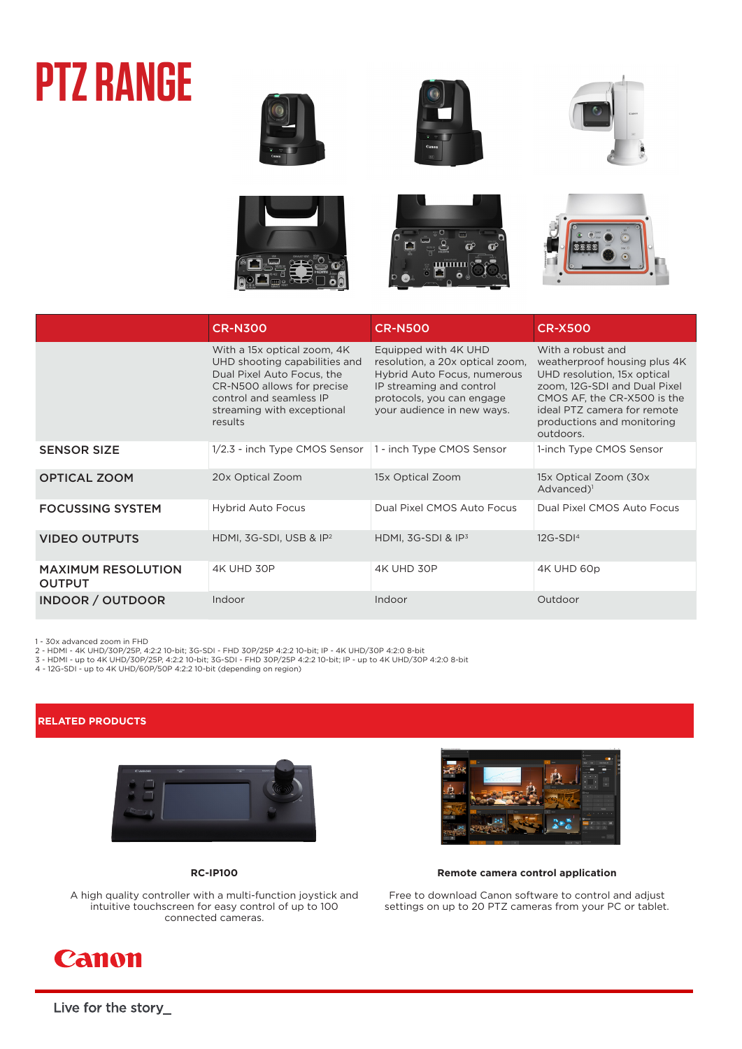# PTZ RANGE

| | CR-N300 | CR-N500 | CR-X500 |
|---|---|---|---|
| | With a 15x optical zoom, 4K UHD shooting capabilities and Dual Pixel Auto Focus, the CR-N500 allows for precise control and seamless IP streaming with exceptional results | Equipped with 4K UHD resolution, a 20x optical zoom, Hybrid Auto Focus, numerous IP streaming and control protocols, you can engage your audience in new ways. | With a robust and weatherproof housing plus 4K UHD resolution, 15x optical zoom, 12G-SDI and Dual Pixel CMOS AF, the CR-X500 is the ideal PTZ camera for remote productions and monitoring outdoors. |
| **SENSOR SIZE** | 1/2.3 - inch Type CMOS Sensor | 1 - inch Type CMOS Sensor | 1-inch Type CMOS Sensor |
| **OPTICAL ZOOM** | 20x Optical Zoom | 15x Optical Zoom | 15x Optical Zoom (30x Advanced)[1] |
| **FOCUSSING SYSTEM** | Hybrid Auto Focus | Dual Pixel CMOS Auto Focus | Dual Pixel CMOS Auto Focus |
| **VIDEO OUTPUTS** | HDMI, 3G-SDI, USB & IP[2] | HDMI, 3G-SDI & IP[3] | 12G-SDI[4] |
| **MAXIMUM RESOLUTION OUTPUT** | 4K UHD 30P | 4K UHD 30P | 4K UHD 60p |
| **INDOOR / OUTDOOR** | Indoor | Indoor | Outdoor |

1 - 30x advanced zoom in FHD
2 - HDMI - 4K UHD/30P/25P, 4:2:2 10-bit; 3G-SDI - FHD 30P/25P 4:2:2 10-bit; IP - 4K UHD/30P 4:2:0 8-bit
3 - HDMI - up to 4K UHD/30P/25P, 4:2:2 10-bit; 3G-SDI - FHD 30P/25P 4:2:2 10-bit; IP - up to 4K UHD/30P 4:2:0 8-bit
4 - 12G-SDI - up to 4K UHD/60P/50P 4:2:2 10-bit (depending on region)

## RELATED PRODUCTS

**RC-IP100**

A high quality controller with a multi-function joystick and intuitive touchscreen for easy control of up to 100 connected cameras.

**Remote camera control application**

Free to download Canon software to control and adjust settings on up to 20 PTZ cameras from your PC or tablet.

Canon

Live for the story_